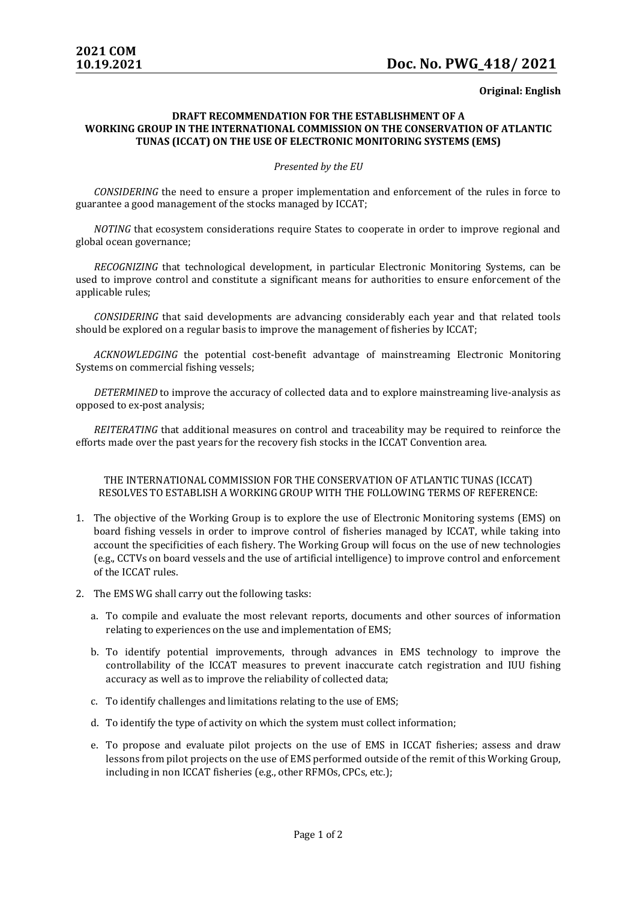**2021 COM**
**10.19.2021**

## Doc. No. PWG_418/ 2021

**Original: English**

**DRAFT RECOMMENDATION FOR THE ESTABLISHMENT OF A WORKING GROUP IN THE INTERNATIONAL COMMISSION ON THE CONSERVATION OF ATLANTIC TUNAS (ICCAT) ON THE USE OF ELECTRONIC MONITORING SYSTEMS (EMS)**

*Presented by the EU*

*CONSIDERING* the need to ensure a proper implementation and enforcement of the rules in force to guarantee a good management of the stocks managed by ICCAT;

*NOTING* that ecosystem considerations require States to cooperate in order to improve regional and global ocean governance;

*RECOGNIZING* that technological development, in particular Electronic Monitoring Systems, can be used to improve control and constitute a significant means for authorities to ensure enforcement of the applicable rules;

*CONSIDERING* that said developments are advancing considerably each year and that related tools should be explored on a regular basis to improve the management of fisheries by ICCAT;

*ACKNOWLEDGING* the potential cost-benefit advantage of mainstreaming Electronic Monitoring Systems on commercial fishing vessels;

*DETERMINED* to improve the accuracy of collected data and to explore mainstreaming live-analysis as opposed to ex-post analysis;

*REITERATING* that additional measures on control and traceability may be required to reinforce the efforts made over the past years for the recovery fish stocks in the ICCAT Convention area.

THE INTERNATIONAL COMMISSION FOR THE CONSERVATION OF ATLANTIC TUNAS (ICCAT) RESOLVES TO ESTABLISH A WORKING GROUP WITH THE FOLLOWING TERMS OF REFERENCE:

1. The objective of the Working Group is to explore the use of Electronic Monitoring systems (EMS) on board fishing vessels in order to improve control of fisheries managed by ICCAT, while taking into account the specificities of each fishery. The Working Group will focus on the use of new technologies (e.g., CCTVs on board vessels and the use of artificial intelligence) to improve control and enforcement of the ICCAT rules.

2. The EMS WG shall carry out the following tasks:

   a. To compile and evaluate the most relevant reports, documents and other sources of information relating to experiences on the use and implementation of EMS;

   b. To identify potential improvements, through advances in EMS technology to improve the controllability of the ICCAT measures to prevent inaccurate catch registration and IUU fishing accuracy as well as to improve the reliability of collected data;

   c. To identify challenges and limitations relating to the use of EMS;

   d. To identify the type of activity on which the system must collect information;

   e. To propose and evaluate pilot projects on the use of EMS in ICCAT fisheries; assess and draw lessons from pilot projects on the use of EMS performed outside of the remit of this Working Group, including in non ICCAT fisheries (e.g., other RFMOs, CPCs, etc.);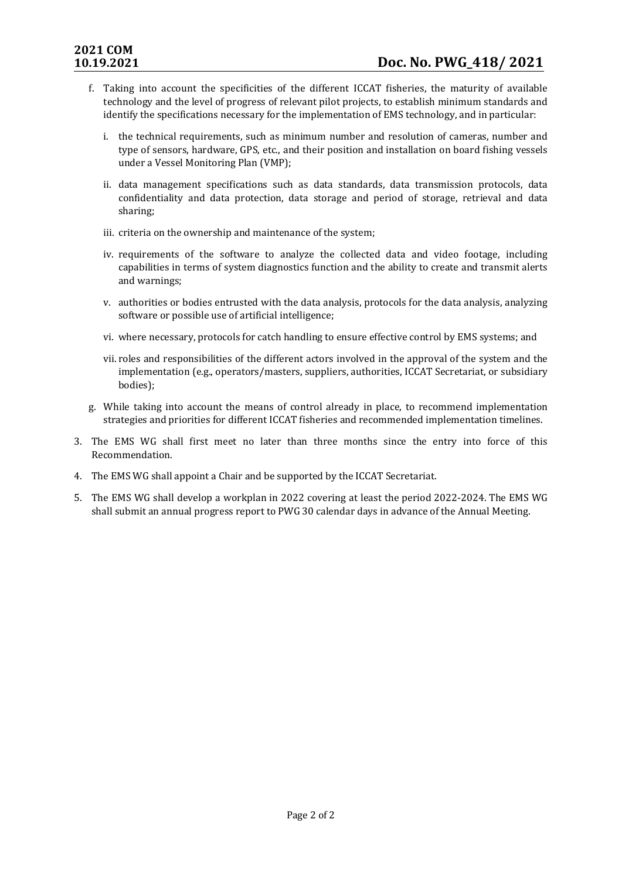f. Taking into account the specificities of the different ICCAT fisheries, the maturity of available technology and the level of progress of relevant pilot projects, to establish minimum standards and identify the specifications necessary for the implementation of EMS technology, and in particular:

   i. the technical requirements, such as minimum number and resolution of cameras, number and type of sensors, hardware, GPS, etc., and their position and installation on board fishing vessels under a Vessel Monitoring Plan (VMP);

   ii. data management specifications such as data standards, data transmission protocols, data confidentiality and data protection, data storage and period of storage, retrieval and data sharing;

   iii. criteria on the ownership and maintenance of the system;

   iv. requirements of the software to analyze the collected data and video footage, including capabilities in terms of system diagnostics function and the ability to create and transmit alerts and warnings;

   v. authorities or bodies entrusted with the data analysis, protocols for the data analysis, analyzing software or possible use of artificial intelligence;

   vi. where necessary, protocols for catch handling to ensure effective control by EMS systems; and

   vii. roles and responsibilities of the different actors involved in the approval of the system and the implementation (e.g., operators/masters, suppliers, authorities, ICCAT Secretariat, or subsidiary bodies);

g. While taking into account the means of control already in place, to recommend implementation strategies and priorities for different ICCAT fisheries and recommended implementation timelines.

3. The EMS WG shall first meet no later than three months since the entry into force of this Recommendation.

4. The EMS WG shall appoint a Chair and be supported by the ICCAT Secretariat.

5. The EMS WG shall develop a workplan in 2022 covering at least the period 2022-2024. The EMS WG shall submit an annual progress report to PWG 30 calendar days in advance of the Annual Meeting.